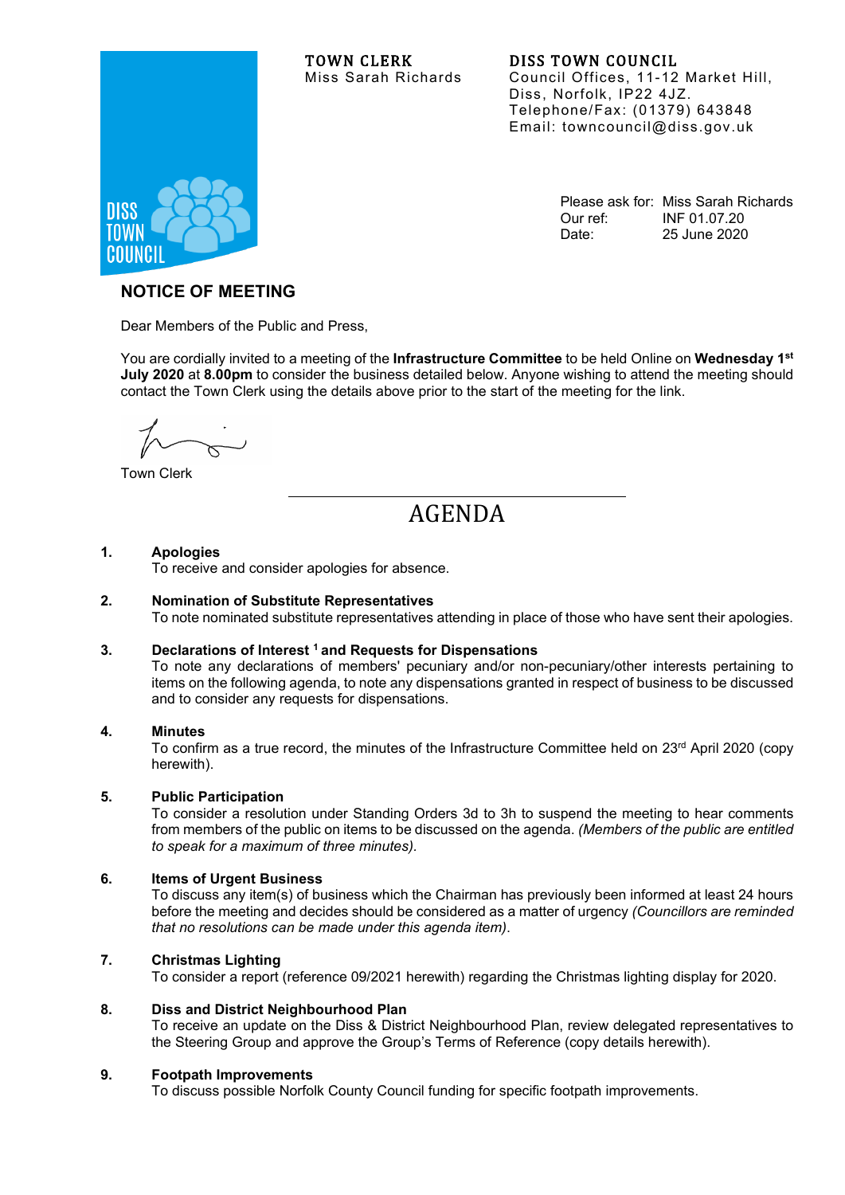**TOWN CLERK**
Miss Sarah Richards

**DISS TOWN COUNCIL**
Council Offices, 11-12 Market Hill,
Diss, Norfolk, IP22 4JZ.
Telephone/Fax: (01379) 643848
Email: towncouncil@diss.gov.uk

Please ask for: Miss Sarah Richards
Our ref: INF 01.07.20
Date: 25 June 2020

## NOTICE OF MEETING

Dear Members of the Public and Press,

You are cordially invited to a meeting of the **Infrastructure Committee** to be held Online on **Wednesday 1st July 2020** at **8.00pm** to consider the business detailed below. Anyone wishing to attend the meeting should contact the Town Clerk using the details above prior to the start of the meeting for the link.

Town Clerk

# AGENDA

**1. Apologies**
To receive and consider apologies for absence.

**2. Nomination of Substitute Representatives**
To note nominated substitute representatives attending in place of those who have sent their apologies.

**3. Declarations of Interest [1] and Requests for Dispensations**
To note any declarations of members' pecuniary and/or non-pecuniary/other interests pertaining to items on the following agenda, to note any dispensations granted in respect of business to be discussed and to consider any requests for dispensations.

**4. Minutes**
To confirm as a true record, the minutes of the Infrastructure Committee held on 23rd April 2020 (copy herewith).

**5. Public Participation**
To consider a resolution under Standing Orders 3d to 3h to suspend the meeting to hear comments from members of the public on items to be discussed on the agenda. *(Members of the public are entitled to speak for a maximum of three minutes).*

**6. Items of Urgent Business**
To discuss any item(s) of business which the Chairman has previously been informed at least 24 hours before the meeting and decides should be considered as a matter of urgency *(Councillors are reminded that no resolutions can be made under this agenda item)*.

**7. Christmas Lighting**
To consider a report (reference 09/2021 herewith) regarding the Christmas lighting display for 2020.

**8. Diss and District Neighbourhood Plan**
To receive an update on the Diss & District Neighbourhood Plan, review delegated representatives to the Steering Group and approve the Group's Terms of Reference (copy details herewith).

**9. Footpath Improvements**
To discuss possible Norfolk County Council funding for specific footpath improvements.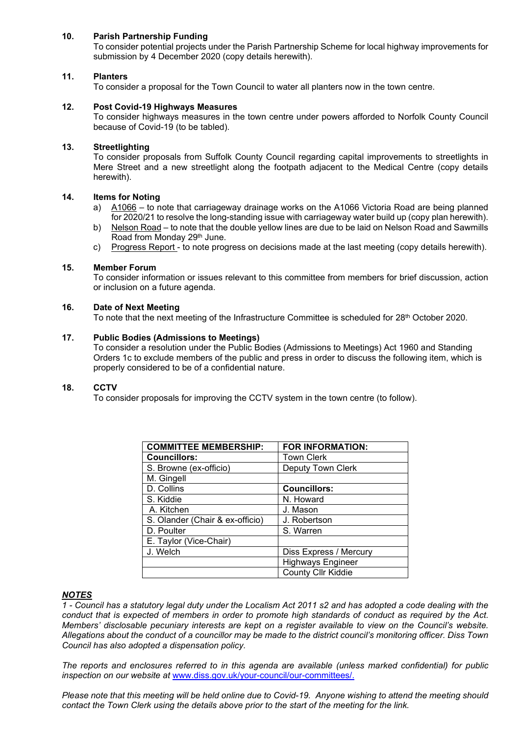**10. Parish Partnership Funding**
To consider potential projects under the Parish Partnership Scheme for local highway improvements for submission by 4 December 2020 (copy details herewith).

**11. Planters**
To consider a proposal for the Town Council to water all planters now in the town centre.

**12. Post Covid-19 Highways Measures**
To consider highways measures in the town centre under powers afforded to Norfolk County Council because of Covid-19 (to be tabled).

**13. Streetlighting**
To consider proposals from Suffolk County Council regarding capital improvements to streetlights in Mere Street and a new streetlight along the footpath adjacent to the Medical Centre (copy details herewith).

**14. Items for Noting**

a) A1066 – to note that carriageway drainage works on the A1066 Victoria Road are being planned for 2020/21 to resolve the long-standing issue with carriageway water build up (copy plan herewith).

b) Nelson Road – to note that the double yellow lines are due to be laid on Nelson Road and Sawmills Road from Monday 29th June.

c) Progress Report - to note progress on decisions made at the last meeting (copy details herewith).

**15. Member Forum**
To consider information or issues relevant to this committee from members for brief discussion, action or inclusion on a future agenda.

**16. Date of Next Meeting**
To note that the next meeting of the Infrastructure Committee is scheduled for 28th October 2020.

**17. Public Bodies (Admissions to Meetings)**
To consider a resolution under the Public Bodies (Admissions to Meetings) Act 1960 and Standing Orders 1c to exclude members of the public and press in order to discuss the following item, which is properly considered to be of a confidential nature.

**18. CCTV**
To consider proposals for improving the CCTV system in the town centre (to follow).

| **COMMITTEE MEMBERSHIP:** | **FOR INFORMATION:** |
|---|---|
| **Councillors:** | Town Clerk |
| S. Browne (ex-officio) | Deputy Town Clerk |
| M. Gingell | |
| D. Collins | **Councillors:** |
| S. Kiddie | N. Howard |
| A. Kitchen | J. Mason |
| S. Olander (Chair & ex-officio) | J. Robertson |
| D. Poulter | S. Warren |
| E. Taylor (Vice-Chair) | |
| J. Welch | Diss Express / Mercury |
| | Highways Engineer |
| | County Cllr Kiddie |

***NOTES***

*1 - Council has a statutory legal duty under the Localism Act 2011 s2 and has adopted a code dealing with the conduct that is expected of members in order to promote high standards of conduct as required by the Act. Members' disclosable pecuniary interests are kept on a register available to view on the Council's website. Allegations about the conduct of a councillor may be made to the district council's monitoring officer. Diss Town Council has also adopted a dispensation policy.*

*The reports and enclosures referred to in this agenda are available (unless marked confidential) for public inspection on our website at* www.diss.gov.uk/your-council/our-committees/.

*Please note that this meeting will be held online due to Covid-19. Anyone wishing to attend the meeting should contact the Town Clerk using the details above prior to the start of the meeting for the link.*